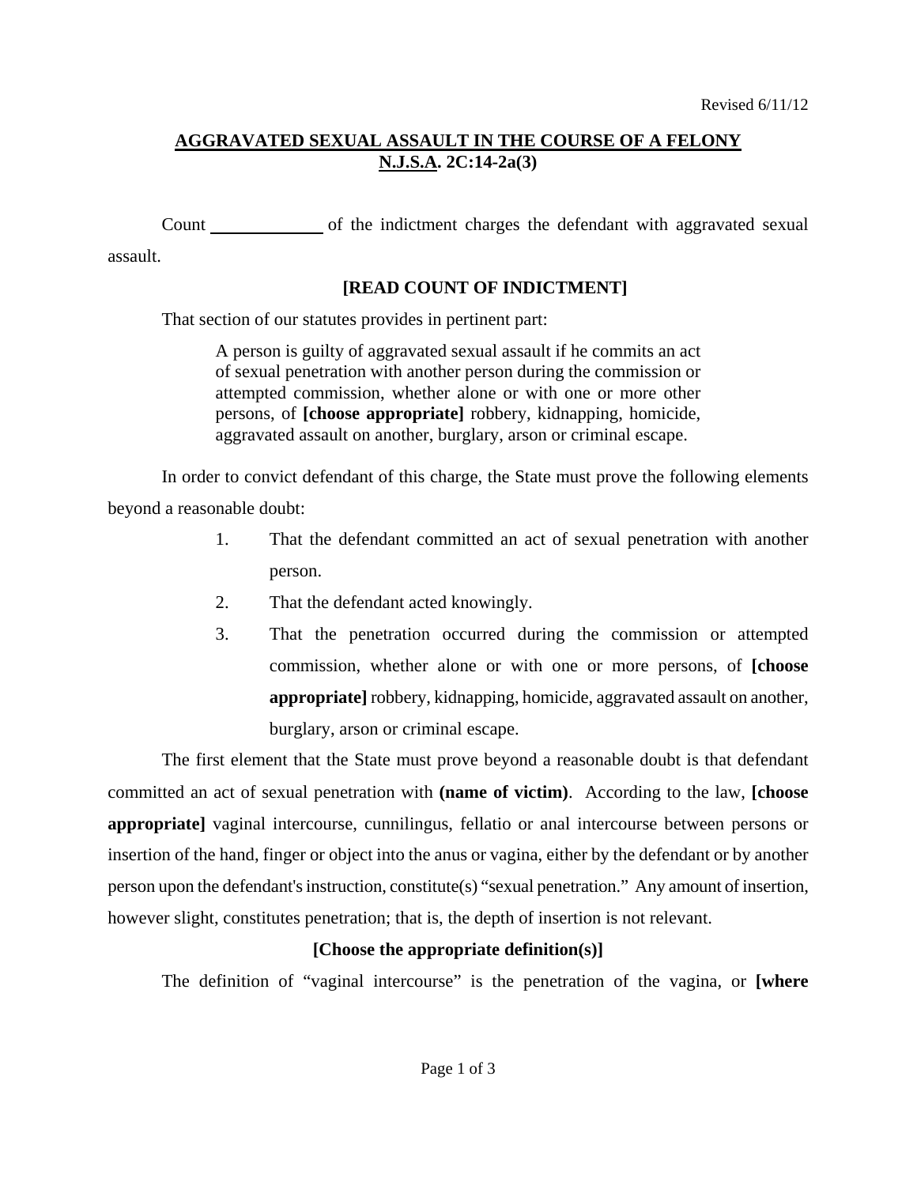Revised 6/11/12

## AGGRAVATED SEXUAL ASSAULT IN THE COURSE OF A FELONY
## N.J.S.A. 2C:14-2a(3)

Count \_\_\_\_\_\_\_\_\_\_\_\_ of the indictment charges the defendant with aggravated sexual assault.

**[READ COUNT OF INDICTMENT]**

That section of our statutes provides in pertinent part:

> A person is guilty of aggravated sexual assault if he commits an act of sexual penetration with another person during the commission or attempted commission, whether alone or with one or more other persons, of **[choose appropriate]** robbery, kidnapping, homicide, aggravated assault on another, burglary, arson or criminal escape.

In order to convict defendant of this charge, the State must prove the following elements beyond a reasonable doubt:

1. That the defendant committed an act of sexual penetration with another person.
2. That the defendant acted knowingly.
3. That the penetration occurred during the commission or attempted commission, whether alone or with one or more persons, of **[choose appropriate]** robbery, kidnapping, homicide, aggravated assault on another, burglary, arson or criminal escape.

The first element that the State must prove beyond a reasonable doubt is that defendant committed an act of sexual penetration with **(name of victim)**. According to the law, **[choose appropriate]** vaginal intercourse, cunnilingus, fellatio or anal intercourse between persons or insertion of the hand, finger or object into the anus or vagina, either by the defendant or by another person upon the defendant's instruction, constitute(s) "sexual penetration." Any amount of insertion, however slight, constitutes penetration; that is, the depth of insertion is not relevant.

**[Choose the appropriate definition(s)]**

The definition of "vaginal intercourse" is the penetration of the vagina, or **[where**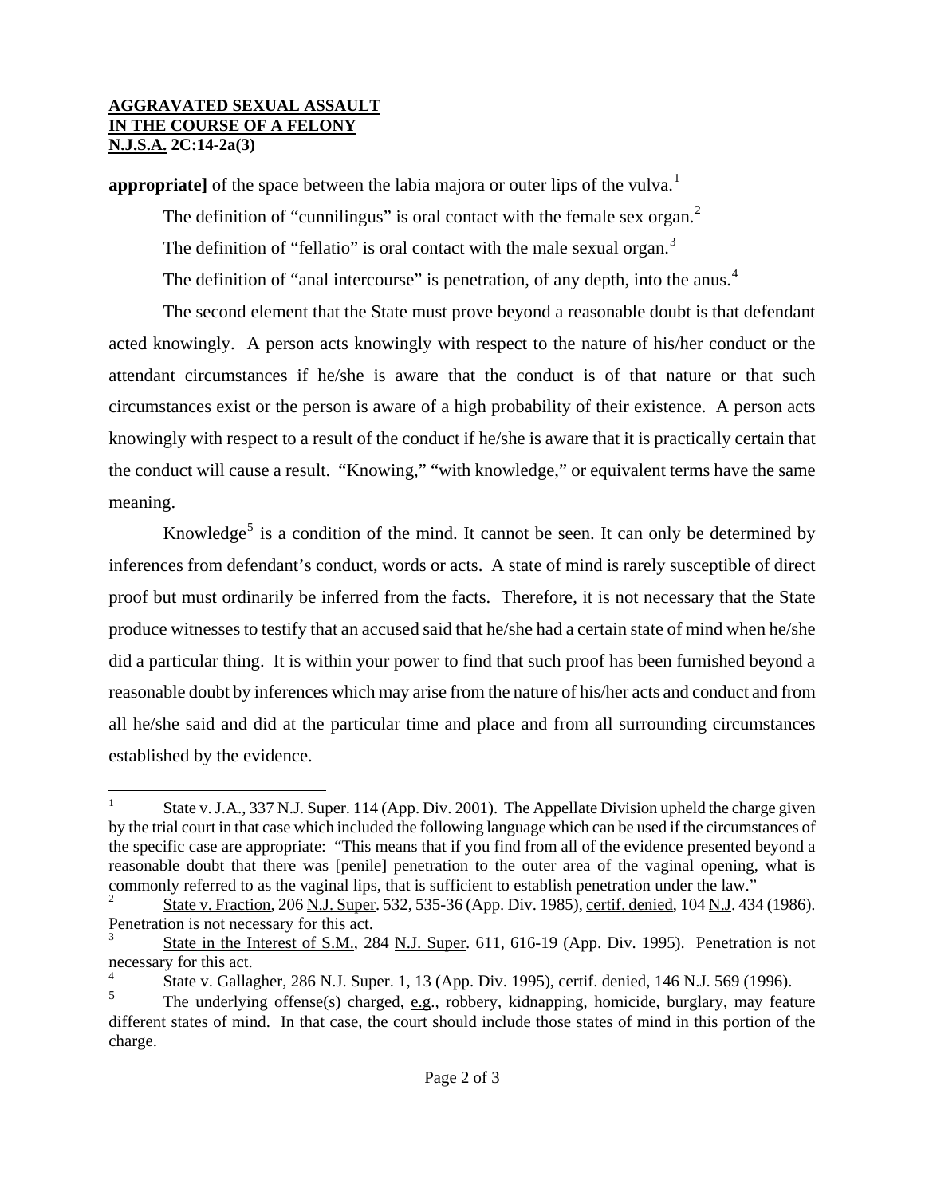**appropriate]** of the space between the labia majora or outer lips of the vulva.[1]

The definition of "cunnilingus" is oral contact with the female sex organ.[2]

The definition of "fellatio" is oral contact with the male sexual organ.[3]

The definition of "anal intercourse" is penetration, of any depth, into the anus.[4]

The second element that the State must prove beyond a reasonable doubt is that defendant acted knowingly. A person acts knowingly with respect to the nature of his/her conduct or the attendant circumstances if he/she is aware that the conduct is of that nature or that such circumstances exist or the person is aware of a high probability of their existence. A person acts knowingly with respect to a result of the conduct if he/she is aware that it is practically certain that the conduct will cause a result. "Knowing," "with knowledge," or equivalent terms have the same meaning.

Knowledge[5] is a condition of the mind. It cannot be seen. It can only be determined by inferences from defendant's conduct, words or acts. A state of mind is rarely susceptible of direct proof but must ordinarily be inferred from the facts. Therefore, it is not necessary that the State produce witnesses to testify that an accused said that he/she had a certain state of mind when he/she did a particular thing. It is within your power to find that such proof has been furnished beyond a reasonable doubt by inferences which may arise from the nature of his/her acts and conduct and from all he/she said and did at the particular time and place and from all surrounding circumstances established by the evidence.

---

[1] State v. J.A., 337 N.J. Super. 114 (App. Div. 2001). The Appellate Division upheld the charge given by the trial court in that case which included the following language which can be used if the circumstances of the specific case are appropriate: "This means that if you find from all of the evidence presented beyond a reasonable doubt that there was [penile] penetration to the outer area of the vaginal opening, what is commonly referred to as the vaginal lips, that is sufficient to establish penetration under the law."

[2] State v. Fraction, 206 N.J. Super. 532, 535-36 (App. Div. 1985), certif. denied, 104 N.J. 434 (1986). Penetration is not necessary for this act.

[3] State in the Interest of S.M., 284 N.J. Super. 611, 616-19 (App. Div. 1995). Penetration is not necessary for this act.

[4] State v. Gallagher, 286 N.J. Super. 1, 13 (App. Div. 1995), certif. denied, 146 N.J. 569 (1996).

[5] The underlying offense(s) charged, e.g., robbery, kidnapping, homicide, burglary, may feature different states of mind. In that case, the court should include those states of mind in this portion of the charge.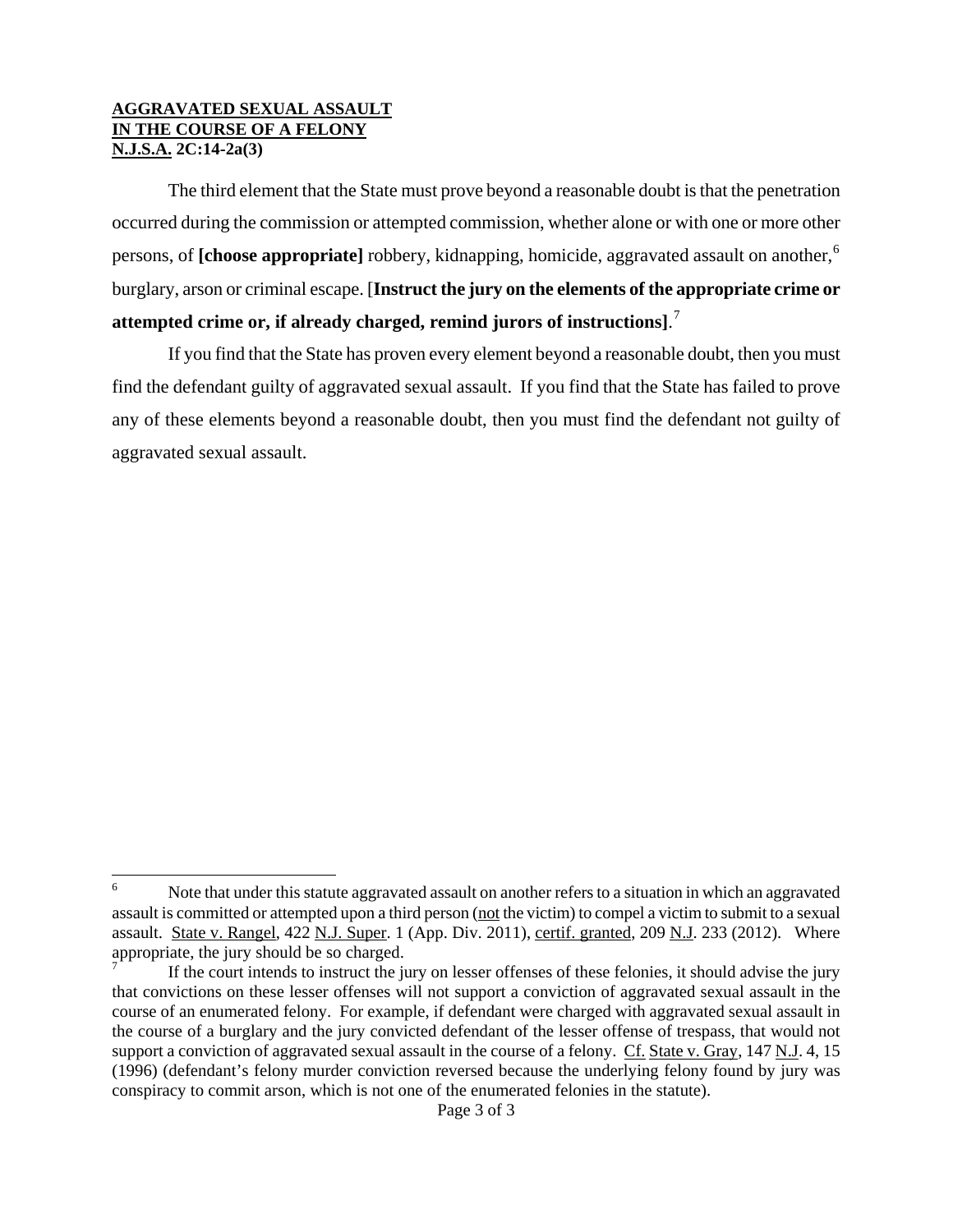**AGGRAVATED SEXUAL ASSAULT**
**IN THE COURSE OF A FELONY**
**N.J.S.A. 2C:14-2a(3)**

The third element that the State must prove beyond a reasonable doubt is that the penetration occurred during the commission or attempted commission, whether alone or with one or more other persons, of **[choose appropriate]** robbery, kidnapping, homicide, aggravated assault on another,[6] burglary, arson or criminal escape. [**Instruct the jury on the elements of the appropriate crime or attempted crime or, if already charged, remind jurors of instructions]**.[7]

If you find that the State has proven every element beyond a reasonable doubt, then you must find the defendant guilty of aggravated sexual assault. If you find that the State has failed to prove any of these elements beyond a reasonable doubt, then you must find the defendant not guilty of aggravated sexual assault.

---

[6] Note that under this statute aggravated assault on another refers to a situation in which an aggravated assault is committed or attempted upon a third person (not the victim) to compel a victim to submit to a sexual assault. State v. Rangel, 422 N.J. Super. 1 (App. Div. 2011), certif. granted, 209 N.J. 233 (2012). Where appropriate, the jury should be so charged.

[7] If the court intends to instruct the jury on lesser offenses of these felonies, it should advise the jury that convictions on these lesser offenses will not support a conviction of aggravated sexual assault in the course of an enumerated felony. For example, if defendant were charged with aggravated sexual assault in the course of a burglary and the jury convicted defendant of the lesser offense of trespass, that would not support a conviction of aggravated sexual assault in the course of a felony. Cf. State v. Gray, 147 N.J. 4, 15 (1996) (defendant's felony murder conviction reversed because the underlying felony found by jury was conspiracy to commit arson, which is not one of the enumerated felonies in the statute).